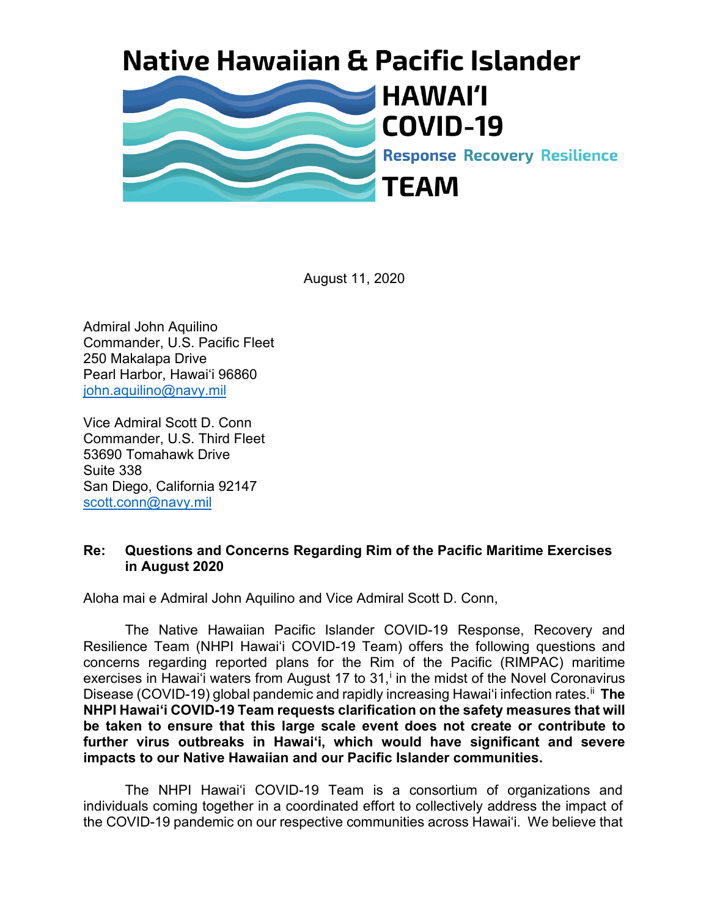# Native Hawaiian & Pacific Islander

**HAWAIʻI COVID-19**

**Response Recovery Resilience**

**TEAM**

August 11, 2020

Admiral John Aquilino
Commander, U.S. Pacific Fleet
250 Makalapa Drive
Pearl Harbor, Hawaiʻi 96860
john.aquilino@navy.mil

Vice Admiral Scott D. Conn
Commander, U.S. Third Fleet
53690 Tomahawk Drive
Suite 338
San Diego, California 92147
scott.conn@navy.mil

**Re: Questions and Concerns Regarding Rim of the Pacific Maritime Exercises in August 2020**

Aloha mai e Admiral John Aquilino and Vice Admiral Scott D. Conn,

The Native Hawaiian Pacific Islander COVID-19 Response, Recovery and Resilience Team (NHPI Hawaiʻi COVID-19 Team) offers the following questions and concerns regarding reported plans for the Rim of the Pacific (RIMPAC) maritime exercises in Hawaiʻi waters from August 17 to 31,[i] in the midst of the Novel Coronavirus Disease (COVID-19) global pandemic and rapidly increasing Hawaiʻi infection rates.[ii] **The NHPI Hawaiʻi COVID-19 Team requests clarification on the safety measures that will be taken to ensure that this large scale event does not create or contribute to further virus outbreaks in Hawaiʻi, which would have significant and severe impacts to our Native Hawaiian and our Pacific Islander communities.**

The NHPI Hawaiʻi COVID-19 Team is a consortium of organizations and individuals coming together in a coordinated effort to collectively address the impact of the COVID-19 pandemic on our respective communities across Hawaiʻi. We believe that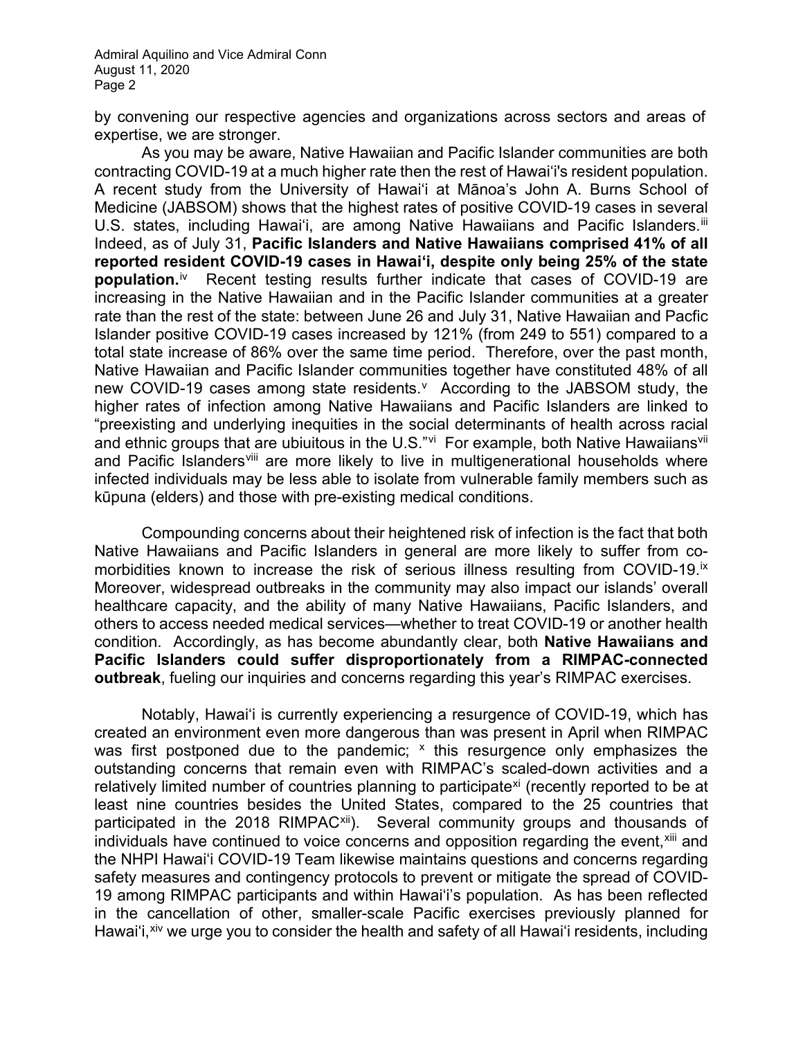by convening our respective agencies and organizations across sectors and areas of expertise, we are stronger.

As you may be aware, Native Hawaiian and Pacific Islander communities are both contracting COVID-19 at a much higher rate then the rest of Hawaiʻi's resident population. A recent study from the University of Hawaiʻi at Mānoa's John A. Burns School of Medicine (JABSOM) shows that the highest rates of positive COVID-19 cases in several U.S. states, including Hawaiʻi, are among Native Hawaiians and Pacific Islanders.[iii] Indeed, as of July 31, **Pacific Islanders and Native Hawaiians comprised 41% of all reported resident COVID-19 cases in Hawaiʻi, despite only being 25% of the state population.**[iv] Recent testing results further indicate that cases of COVID-19 are increasing in the Native Hawaiian and in the Pacific Islander communities at a greater rate than the rest of the state: between June 26 and July 31, Native Hawaiian and Pacfic Islander positive COVID-19 cases increased by 121% (from 249 to 551) compared to a total state increase of 86% over the same time period. Therefore, over the past month, Native Hawaiian and Pacific Islander communities together have constituted 48% of all new COVID-19 cases among state residents.[v] According to the JABSOM study, the higher rates of infection among Native Hawaiians and Pacific Islanders are linked to "preexisting and underlying inequities in the social determinants of health across racial and ethnic groups that are ubiuitous in the U.S."[vi] For example, both Native Hawaiians[vii] and Pacific Islanders[viii] are more likely to live in multigenerational households where infected individuals may be less able to isolate from vulnerable family members such as kūpuna (elders) and those with pre-existing medical conditions.

Compounding concerns about their heightened risk of infection is the fact that both Native Hawaiians and Pacific Islanders in general are more likely to suffer from co-morbidities known to increase the risk of serious illness resulting from COVID-19.[ix] Moreover, widespread outbreaks in the community may also impact our islands' overall healthcare capacity, and the ability of many Native Hawaiians, Pacific Islanders, and others to access needed medical services—whether to treat COVID-19 or another health condition. Accordingly, as has become abundantly clear, both **Native Hawaiians and Pacific Islanders could suffer disproportionately from a RIMPAC-connected outbreak**, fueling our inquiries and concerns regarding this year's RIMPAC exercises.

Notably, Hawaiʻi is currently experiencing a resurgence of COVID-19, which has created an environment even more dangerous than was present in April when RIMPAC was first postponed due to the pandemic; [x] this resurgence only emphasizes the outstanding concerns that remain even with RIMPAC's scaled-down activities and a relatively limited number of countries planning to participate[xi] (recently reported to be at least nine countries besides the United States, compared to the 25 countries that participated in the 2018 RIMPAC[xii]). Several community groups and thousands of individuals have continued to voice concerns and opposition regarding the event,[xiii] and the NHPI Hawaiʻi COVID-19 Team likewise maintains questions and concerns regarding safety measures and contingency protocols to prevent or mitigate the spread of COVID-19 among RIMPAC participants and within Hawaiʻi's population. As has been reflected in the cancellation of other, smaller-scale Pacific exercises previously planned for Hawaiʻi,[xiv] we urge you to consider the health and safety of all Hawaiʻi residents, including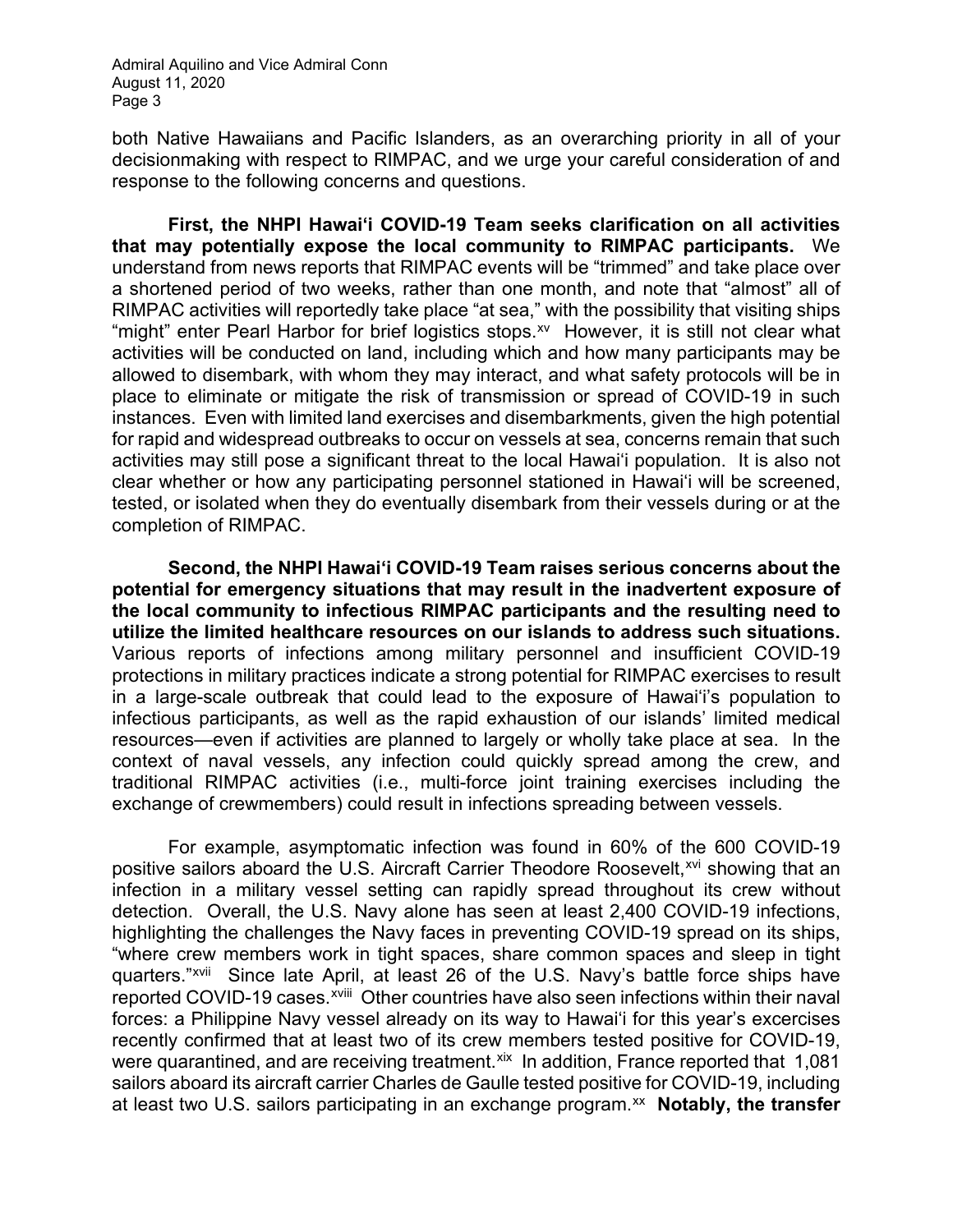both Native Hawaiians and Pacific Islanders, as an overarching priority in all of your decisionmaking with respect to RIMPAC, and we urge your careful consideration of and response to the following concerns and questions.

**First, the NHPI Hawaiʻi COVID-19 Team seeks clarification on all activities that may potentially expose the local community to RIMPAC participants.** We understand from news reports that RIMPAC events will be "trimmed" and take place over a shortened period of two weeks, rather than one month, and note that "almost" all of RIMPAC activities will reportedly take place "at sea," with the possibility that visiting ships "might" enter Pearl Harbor for brief logistics stops.[xv] However, it is still not clear what activities will be conducted on land, including which and how many participants may be allowed to disembark, with whom they may interact, and what safety protocols will be in place to eliminate or mitigate the risk of transmission or spread of COVID-19 in such instances. Even with limited land exercises and disembarkments, given the high potential for rapid and widespread outbreaks to occur on vessels at sea, concerns remain that such activities may still pose a significant threat to the local Hawaiʻi population. It is also not clear whether or how any participating personnel stationed in Hawaiʻi will be screened, tested, or isolated when they do eventually disembark from their vessels during or at the completion of RIMPAC.

**Second, the NHPI Hawaiʻi COVID-19 Team raises serious concerns about the potential for emergency situations that may result in the inadvertent exposure of the local community to infectious RIMPAC participants and the resulting need to utilize the limited healthcare resources on our islands to address such situations.** Various reports of infections among military personnel and insufficient COVID-19 protections in military practices indicate a strong potential for RIMPAC exercises to result in a large-scale outbreak that could lead to the exposure of Hawaiʻi's population to infectious participants, as well as the rapid exhaustion of our islands' limited medical resources—even if activities are planned to largely or wholly take place at sea. In the context of naval vessels, any infection could quickly spread among the crew, and traditional RIMPAC activities (i.e., multi-force joint training exercises including the exchange of crewmembers) could result in infections spreading between vessels.

For example, asymptomatic infection was found in 60% of the 600 COVID-19 positive sailors aboard the U.S. Aircraft Carrier Theodore Roosevelt,[xvi] showing that an infection in a military vessel setting can rapidly spread throughout its crew without detection. Overall, the U.S. Navy alone has seen at least 2,400 COVID-19 infections, highlighting the challenges the Navy faces in preventing COVID-19 spread on its ships, "where crew members work in tight spaces, share common spaces and sleep in tight quarters."[xvii] Since late April, at least 26 of the U.S. Navy's battle force ships have reported COVID-19 cases.[xviii] Other countries have also seen infections within their naval forces: a Philippine Navy vessel already on its way to Hawaiʻi for this year's excercises recently confirmed that at least two of its crew members tested positive for COVID-19, were quarantined, and are receiving treatment.[xix] In addition, France reported that 1,081 sailors aboard its aircraft carrier Charles de Gaulle tested positive for COVID-19, including at least two U.S. sailors participating in an exchange program.[xx] **Notably, the transfer**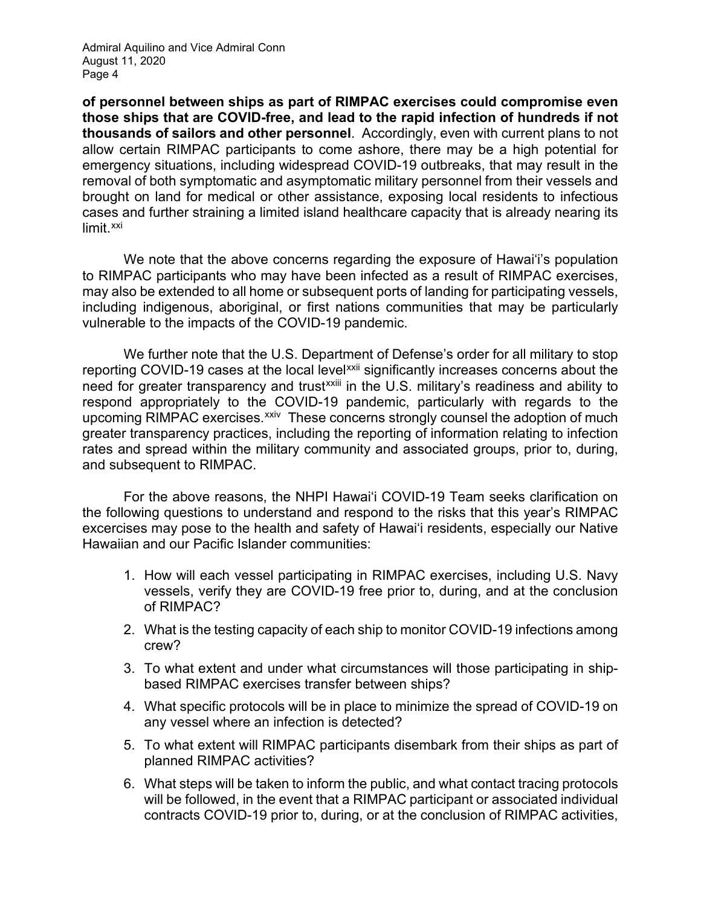**of personnel between ships as part of RIMPAC exercises could compromise even those ships that are COVID-free, and lead to the rapid infection of hundreds if not thousands of sailors and other personnel**. Accordingly, even with current plans to not allow certain RIMPAC participants to come ashore, there may be a high potential for emergency situations, including widespread COVID-19 outbreaks, that may result in the removal of both symptomatic and asymptomatic military personnel from their vessels and brought on land for medical or other assistance, exposing local residents to infectious cases and further straining a limited island healthcare capacity that is already nearing its limit.[xxi]

We note that the above concerns regarding the exposure of Hawaiʻi's population to RIMPAC participants who may have been infected as a result of RIMPAC exercises, may also be extended to all home or subsequent ports of landing for participating vessels, including indigenous, aboriginal, or first nations communities that may be particularly vulnerable to the impacts of the COVID-19 pandemic.

We further note that the U.S. Department of Defense's order for all military to stop reporting COVID-19 cases at the local level[xxii] significantly increases concerns about the need for greater transparency and trust[xxiii] in the U.S. military's readiness and ability to respond appropriately to the COVID-19 pandemic, particularly with regards to the upcoming RIMPAC exercises.[xxiv] These concerns strongly counsel the adoption of much greater transparency practices, including the reporting of information relating to infection rates and spread within the military community and associated groups, prior to, during, and subsequent to RIMPAC.

For the above reasons, the NHPI Hawaiʻi COVID-19 Team seeks clarification on the following questions to understand and respond to the risks that this year's RIMPAC excercises may pose to the health and safety of Hawaiʻi residents, especially our Native Hawaiian and our Pacific Islander communities:

1. How will each vessel participating in RIMPAC exercises, including U.S. Navy vessels, verify they are COVID-19 free prior to, during, and at the conclusion of RIMPAC?
2. What is the testing capacity of each ship to monitor COVID-19 infections among crew?
3. To what extent and under what circumstances will those participating in ship-based RIMPAC exercises transfer between ships?
4. What specific protocols will be in place to minimize the spread of COVID-19 on any vessel where an infection is detected?
5. To what extent will RIMPAC participants disembark from their ships as part of planned RIMPAC activities?
6. What steps will be taken to inform the public, and what contact tracing protocols will be followed, in the event that a RIMPAC participant or associated individual contracts COVID-19 prior to, during, or at the conclusion of RIMPAC activities,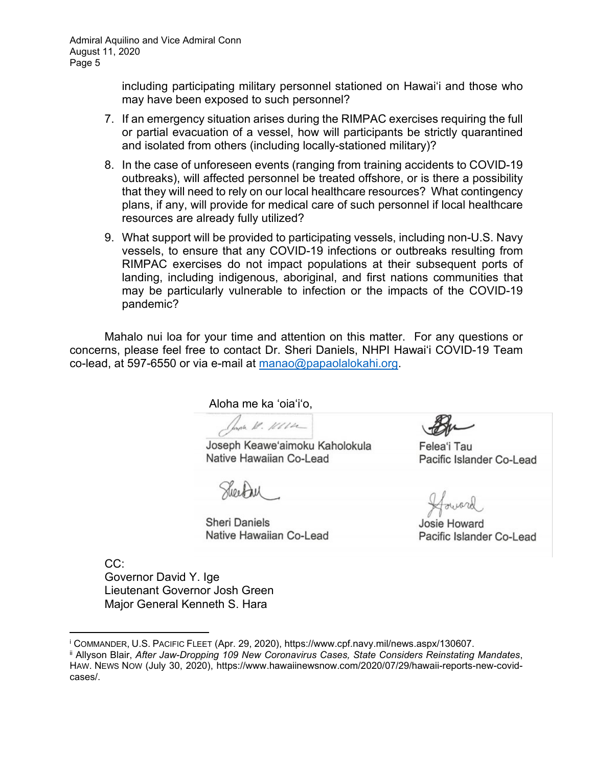including participating military personnel stationed on Hawaiʻi and those who may have been exposed to such personnel?

7. If an emergency situation arises during the RIMPAC exercises requiring the full or partial evacuation of a vessel, how will participants be strictly quarantined and isolated from others (including locally-stationed military)?
8. In the case of unforeseen events (ranging from training accidents to COVID-19 outbreaks), will affected personnel be treated offshore, or is there a possibility that they will need to rely on our local healthcare resources? What contingency plans, if any, will provide for medical care of such personnel if local healthcare resources are already fully utilized?
9. What support will be provided to participating vessels, including non-U.S. Navy vessels, to ensure that any COVID-19 infections or outbreaks resulting from RIMPAC exercises do not impact populations at their subsequent ports of landing, including indigenous, aboriginal, and first nations communities that may be particularly vulnerable to infection or the impacts of the COVID-19 pandemic?

Mahalo nui loa for your time and attention on this matter. For any questions or concerns, please feel free to contact Dr. Sheri Daniels, NHPI Hawaiʻi COVID-19 Team co-lead, at 597-6550 or via e-mail at manao@papaolalokahi.org.

Aloha me ka ʻoiaʻiʻo,

Joseph Keaweʻaimoku Kaholokula
Native Hawaiian Co-Lead

Feleaʻi Tau
Pacific Islander Co-Lead

Sheri Daniels
Native Hawaiian Co-Lead

Josie Howard
Pacific Islander Co-Lead

CC:
Governor David Y. Ige
Lieutenant Governor Josh Green
Major General Kenneth S. Hara

---

[i] COMMANDER, U.S. PACIFIC FLEET (Apr. 29, 2020), https://www.cpf.navy.mil/news.aspx/130607.

[ii] Allyson Blair, *After Jaw-Dropping 109 New Coronavirus Cases, State Considers Reinstating Mandates*, HAW. NEWS NOW (July 30, 2020), https://www.hawaiinewsnow.com/2020/07/29/hawaii-reports-new-covid-cases/.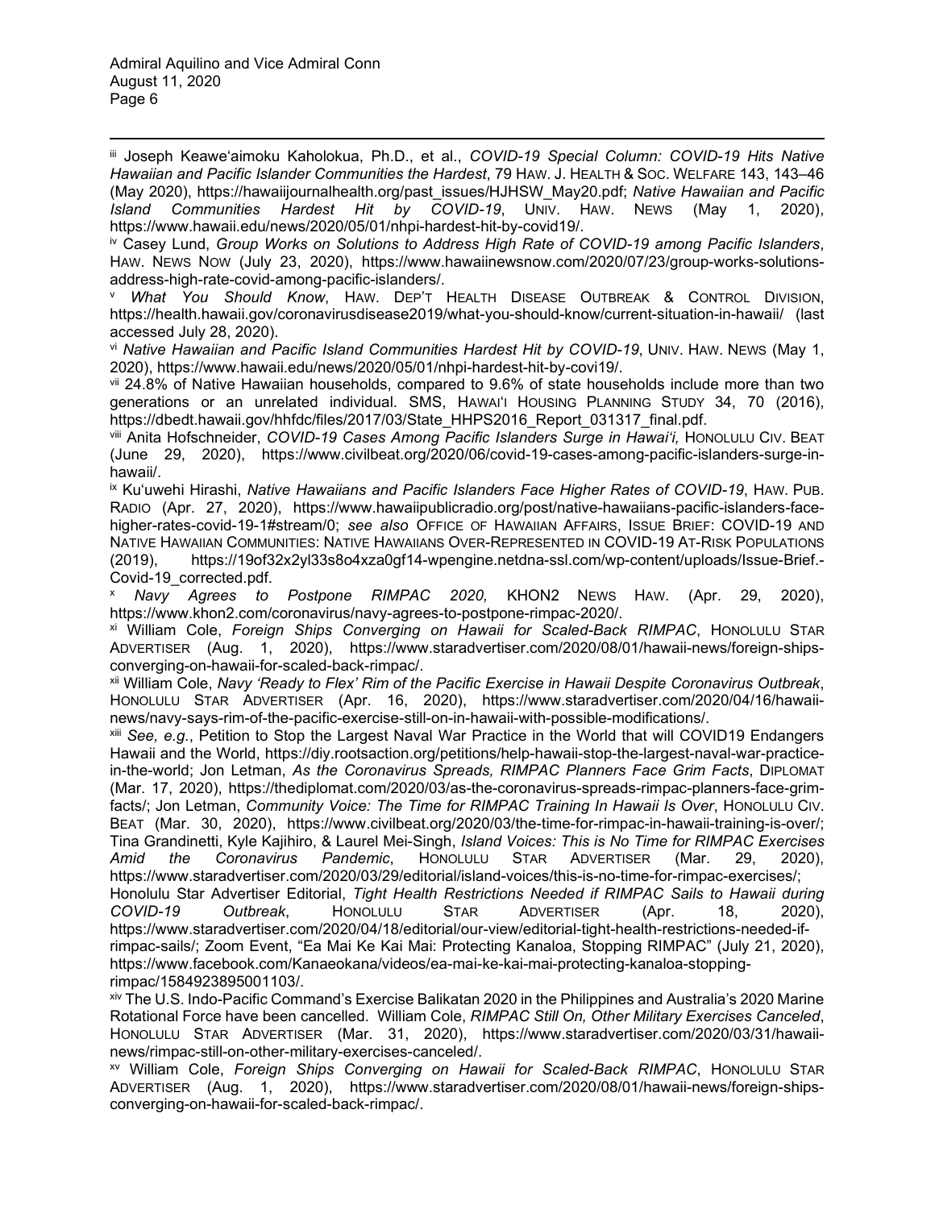[iii] Joseph Keawe'aimoku Kaholokua, Ph.D., et al., *COVID-19 Special Column: COVID-19 Hits Native Hawaiian and Pacific Islander Communities the Hardest*, 79 HAW. J. HEALTH & SOC. WELFARE 143, 143–46 (May 2020), https://hawaiijournalhealth.org/past_issues/HJHSW_May20.pdf; *Native Hawaiian and Pacific Island Communities Hardest Hit by COVID-19*, UNIV. HAW. NEWS (May 1, 2020), https://www.hawaii.edu/news/2020/05/01/nhpi-hardest-hit-by-covid19/.

[iv] Casey Lund, *Group Works on Solutions to Address High Rate of COVID-19 among Pacific Islanders*, HAW. NEWS NOW (July 23, 2020), https://www.hawaiinewsnow.com/2020/07/23/group-works-solutions-address-high-rate-covid-among-pacific-islanders/.

[v] *What You Should Know*, HAW. DEP'T HEALTH DISEASE OUTBREAK & CONTROL DIVISION, https://health.hawaii.gov/coronavirusdisease2019/what-you-should-know/current-situation-in-hawaii/ (last accessed July 28, 2020).

[vi] *Native Hawaiian and Pacific Island Communities Hardest Hit by COVID-19*, UNIV. HAW. NEWS (May 1, 2020), https://www.hawaii.edu/news/2020/05/01/nhpi-hardest-hit-by-covi19/.

[vii] 24.8% of Native Hawaiian households, compared to 9.6% of state households include more than two generations or an unrelated individual. SMS, HAWAI'I HOUSING PLANNING STUDY 34, 70 (2016), https://dbedt.hawaii.gov/hhfdc/files/2017/03/State_HHPS2016_Report_031317_final.pdf.

[viii] Anita Hofschneider, *COVID-19 Cases Among Pacific Islanders Surge in Hawai'i,* HONOLULU CIV. BEAT (June 29, 2020), https://www.civilbeat.org/2020/06/covid-19-cases-among-pacific-islanders-surge-in-hawaii/.

[ix] Ku'uwehi Hirashi, *Native Hawaiians and Pacific Islanders Face Higher Rates of COVID-19*, HAW. PUB. RADIO (Apr. 27, 2020), https://www.hawaiipublicradio.org/post/native-hawaiians-pacific-islanders-face-higher-rates-covid-19-1#stream/0; *see also* OFFICE OF HAWAIIAN AFFAIRS, ISSUE BRIEF: COVID-19 AND NATIVE HAWAIIAN COMMUNITIES: NATIVE HAWAIIANS OVER-REPRESENTED IN COVID-19 AT-RISK POPULATIONS (2019), https://19of32x2yl33s8o4xza0gf14-wpengine.netdna-ssl.com/wp-content/uploads/Issue-Brief.-Covid-19_corrected.pdf.

[x] *Navy Agrees to Postpone RIMPAC 2020,* KHON2 NEWS HAW. (Apr. 29, 2020), https://www.khon2.com/coronavirus/navy-agrees-to-postpone-rimpac-2020/.

[xi] William Cole, *Foreign Ships Converging on Hawaii for Scaled-Back RIMPAC*, HONOLULU STAR ADVERTISER (Aug. 1, 2020), https://www.staradvertiser.com/2020/08/01/hawaii-news/foreign-ships-converging-on-hawaii-for-scaled-back-rimpac/.

[xii] William Cole, *Navy 'Ready to Flex' Rim of the Pacific Exercise in Hawaii Despite Coronavirus Outbreak*, HONOLULU STAR ADVERTISER (Apr. 16, 2020), https://www.staradvertiser.com/2020/04/16/hawaii-news/navy-says-rim-of-the-pacific-exercise-still-on-in-hawaii-with-possible-modifications/.

[xiii] *See, e.g.*, Petition to Stop the Largest Naval War Practice in the World that will COVID19 Endangers Hawaii and the World, https://diy.rootsaction.org/petitions/help-hawaii-stop-the-largest-naval-war-practice-in-the-world; Jon Letman, *As the Coronavirus Spreads, RIMPAC Planners Face Grim Facts*, DIPLOMAT (Mar. 17, 2020), https://thediplomat.com/2020/03/as-the-coronavirus-spreads-rimpac-planners-face-grim-facts/; Jon Letman, *Community Voice: The Time for RIMPAC Training In Hawaii Is Over*, HONOLULU CIV. BEAT (Mar. 30, 2020), https://www.civilbeat.org/2020/03/the-time-for-rimpac-in-hawaii-training-is-over/; Tina Grandinetti, Kyle Kajihiro, & Laurel Mei-Singh, *Island Voices: This is No Time for RIMPAC Exercises Amid the Coronavirus Pandemic*, HONOLULU STAR ADVERTISER (Mar. 29, 2020), https://www.staradvertiser.com/2020/03/29/editorial/island-voices/this-is-no-time-for-rimpac-exercises/; Honolulu Star Advertiser Editorial, *Tight Health Restrictions Needed if RIMPAC Sails to Hawaii during COVID-19 Outbreak*, HONOLULU STAR ADVERTISER (Apr. 18, 2020), https://www.staradvertiser.com/2020/04/18/editorial/our-view/editorial-tight-health-restrictions-needed-if-rimpac-sails/; Zoom Event, "Ea Mai Ke Kai Mai: Protecting Kanaloa, Stopping RIMPAC" (July 21, 2020), https://www.facebook.com/Kanaeokana/videos/ea-mai-ke-kai-mai-protecting-kanaloa-stopping-rimpac/1584923895001103/.

[xiv] The U.S. Indo-Pacific Command's Exercise Balikatan 2020 in the Philippines and Australia's 2020 Marine Rotational Force have been cancelled. William Cole, *RIMPAC Still On, Other Military Exercises Canceled*, HONOLULU STAR ADVERTISER (Mar. 31, 2020), https://www.staradvertiser.com/2020/03/31/hawaii-news/rimpac-still-on-other-military-exercises-canceled/.

[xv] William Cole, *Foreign Ships Converging on Hawaii for Scaled-Back RIMPAC*, HONOLULU STAR ADVERTISER (Aug. 1, 2020), https://www.staradvertiser.com/2020/08/01/hawaii-news/foreign-ships-converging-on-hawaii-for-scaled-back-rimpac/.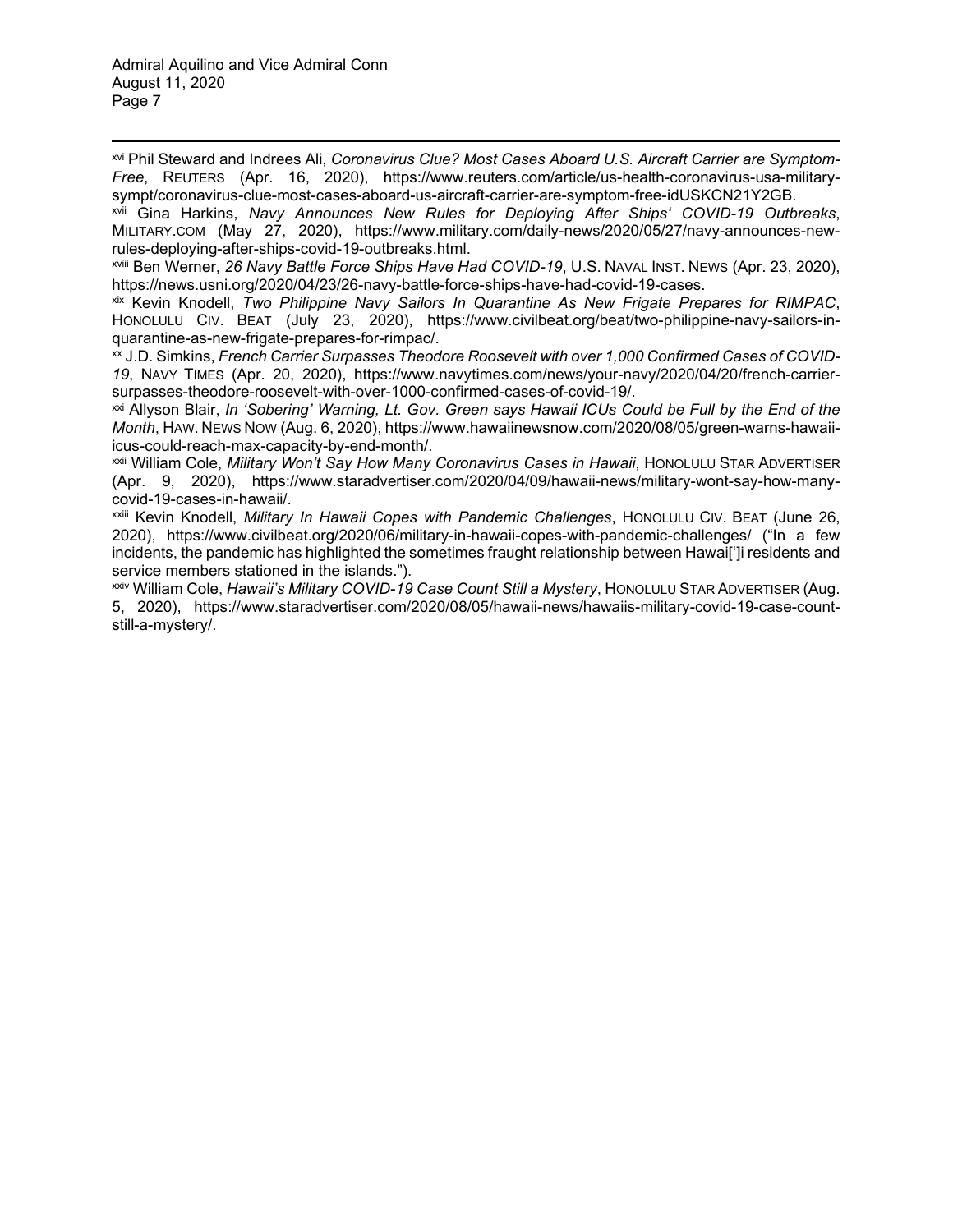[xvi] Phil Steward and Indrees Ali, *Coronavirus Clue? Most Cases Aboard U.S. Aircraft Carrier are Symptom-Free*, REUTERS (Apr. 16, 2020), https://www.reuters.com/article/us-health-coronavirus-usa-military-sympt/coronavirus-clue-most-cases-aboard-us-aircraft-carrier-are-symptom-free-idUSKCN21Y2GB.

[xvii] Gina Harkins, *Navy Announces New Rules for Deploying After Ships' COVID-19 Outbreaks*, MILITARY.COM (May 27, 2020), https://www.military.com/daily-news/2020/05/27/navy-announces-new-rules-deploying-after-ships-covid-19-outbreaks.html.

[xviii] Ben Werner, *26 Navy Battle Force Ships Have Had COVID-19*, U.S. NAVAL INST. NEWS (Apr. 23, 2020), https://news.usni.org/2020/04/23/26-navy-battle-force-ships-have-had-covid-19-cases.

[xix] Kevin Knodell, *Two Philippine Navy Sailors In Quarantine As New Frigate Prepares for RIMPAC*, HONOLULU CIV. BEAT (July 23, 2020), https://www.civilbeat.org/beat/two-philippine-navy-sailors-in-quarantine-as-new-frigate-prepares-for-rimpac/.

[xx] J.D. Simkins, *French Carrier Surpasses Theodore Roosevelt with over 1,000 Confirmed Cases of COVID-19*, NAVY TIMES (Apr. 20, 2020), https://www.navytimes.com/news/your-navy/2020/04/20/french-carrier-surpasses-theodore-roosevelt-with-over-1000-confirmed-cases-of-covid-19/.

[xxi] Allyson Blair, *In 'Sobering' Warning, Lt. Gov. Green says Hawaii ICUs Could be Full by the End of the Month*, HAW. NEWS NOW (Aug. 6, 2020), https://www.hawaiinewsnow.com/2020/08/05/green-warns-hawaii-icus-could-reach-max-capacity-by-end-month/.

[xxii] William Cole, *Military Won't Say How Many Coronavirus Cases in Hawaii*, HONOLULU STAR ADVERTISER (Apr. 9, 2020), https://www.staradvertiser.com/2020/04/09/hawaii-news/military-wont-say-how-many-covid-19-cases-in-hawaii/.

[xxiii] Kevin Knodell, *Military In Hawaii Copes with Pandemic Challenges*, HONOLULU CIV. BEAT (June 26, 2020), https://www.civilbeat.org/2020/06/military-in-hawaii-copes-with-pandemic-challenges/ ("In a few incidents, the pandemic has highlighted the sometimes fraught relationship between Hawai[']i residents and service members stationed in the islands.").

[xxiv] William Cole, *Hawaii's Military COVID-19 Case Count Still a Mystery*, HONOLULU STAR ADVERTISER (Aug. 5, 2020), https://www.staradvertiser.com/2020/08/05/hawaii-news/hawaiis-military-covid-19-case-count-still-a-mystery/.